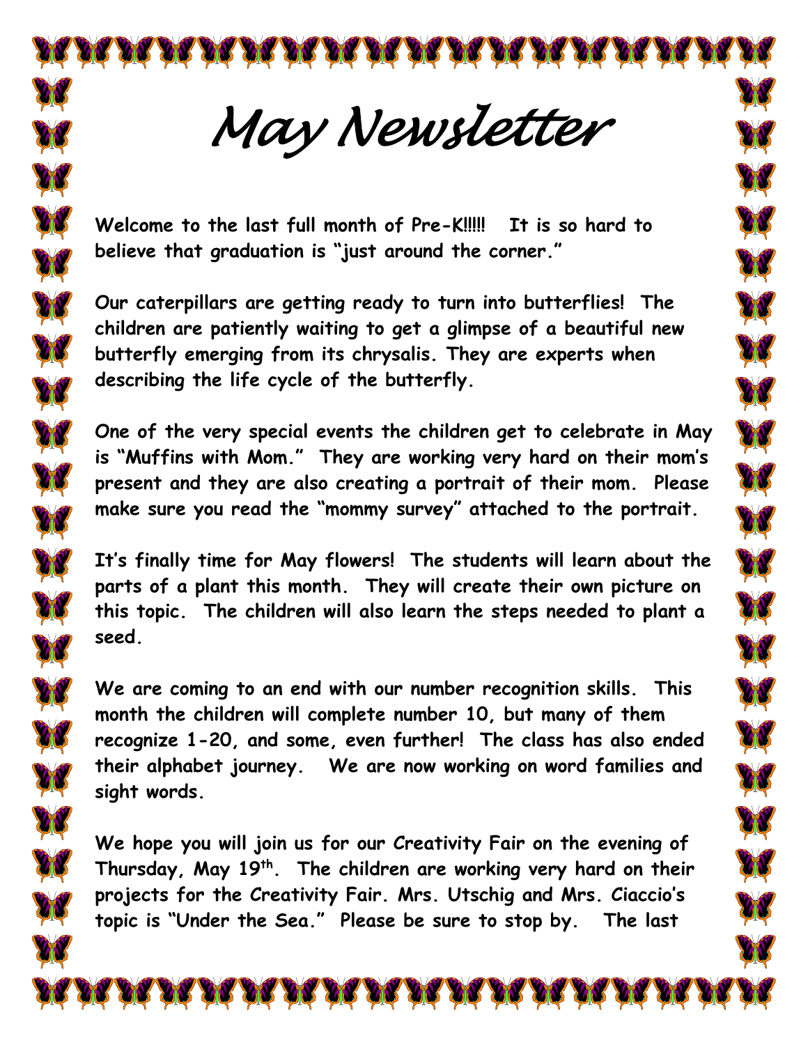# *May Newsletter*

**Welcome to the last full month of Pre-K!!!!! It is so hard to believe that graduation is "just around the corner."**

**Our caterpillars are getting ready to turn into butterflies! The children are patiently waiting to get a glimpse of a beautiful new butterfly emerging from its chrysalis. They are experts when describing the life cycle of the butterfly.**

**One of the very special events the children get to celebrate in May is "Muffins with Mom." They are working very hard on their mom's present and they are also creating a portrait of their mom. Please make sure you read the "mommy survey" attached to the portrait.**

**It's finally time for May flowers! The students will learn about the parts of a plant this month. They will create their own picture on this topic. The children will also learn the steps needed to plant a seed.**

**We are coming to an end with our number recognition skills. This month the children will complete number 10, but many of them recognize 1-20, and some, even further! The class has also ended their alphabet journey. We are now working on word families and sight words.**

**We hope you will join us for our Creativity Fair on the evening of Thursday, May 19th. The children are working very hard on their projects for the Creativity Fair. Mrs. Utschig and Mrs. Ciaccio's topic is "Under the Sea." Please be sure to stop by. The last**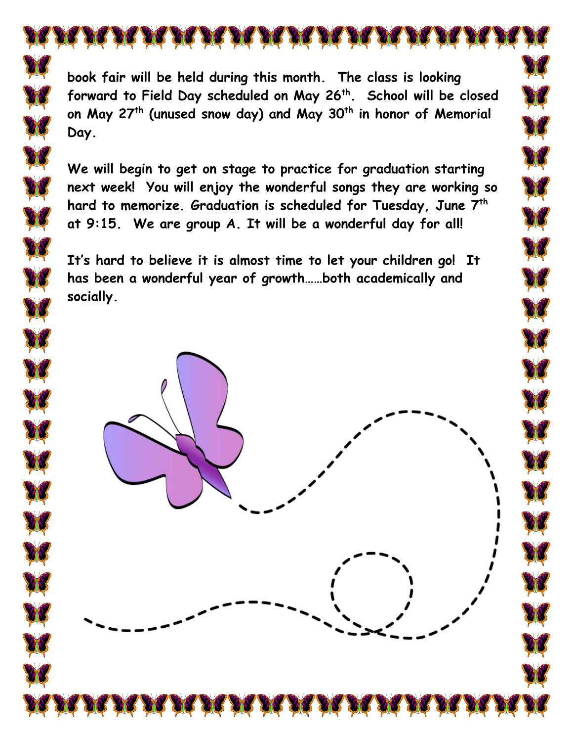**book fair will be held during this month. The class is looking forward to Field Day scheduled on May 26th. School will be closed on May 27th (unused snow day) and May 30th in honor of Memorial Day.**

**We will begin to get on stage to practice for graduation starting next week! You will enjoy the wonderful songs they are working so hard to memorize. Graduation is scheduled for Tuesday, June 7th at 9:15. We are group A. It will be a wonderful day for all!**

**It's hard to believe it is almost time to let your children go! It has been a wonderful year of growth……both academically and socially.**